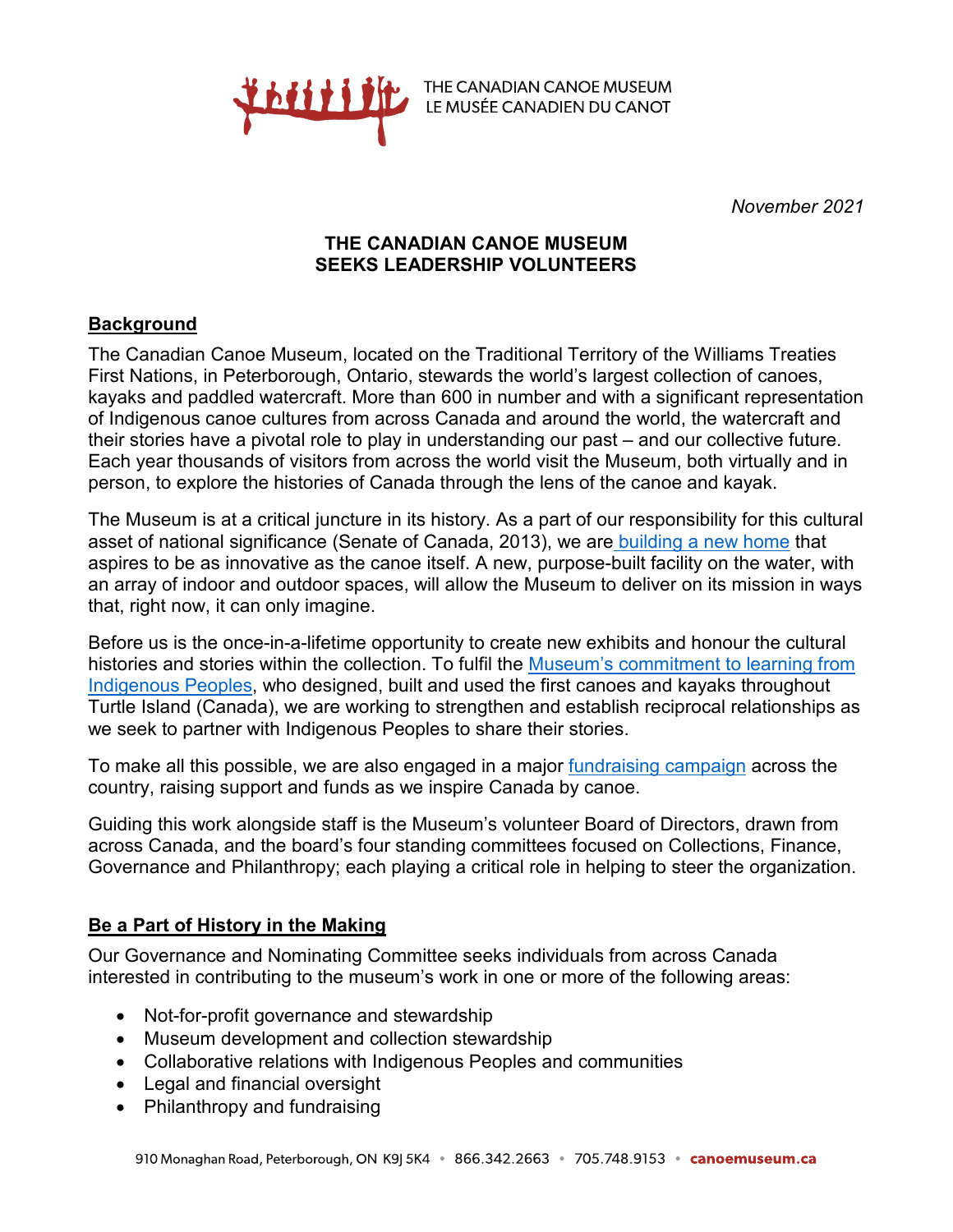THE CANADIAN CANOE MUSEUM
LE MUSÉE CANADIEN DU CANOT

*November 2021*

# THE CANADIAN CANOE MUSEUM SEEKS LEADERSHIP VOLUNTEERS

## Background

The Canadian Canoe Museum, located on the Traditional Territory of the Williams Treaties First Nations, in Peterborough, Ontario, stewards the world's largest collection of canoes, kayaks and paddled watercraft. More than 600 in number and with a significant representation of Indigenous canoe cultures from across Canada and around the world, the watercraft and their stories have a pivotal role to play in understanding our past – and our collective future. Each year thousands of visitors from across the world visit the Museum, both virtually and in person, to explore the histories of Canada through the lens of the canoe and kayak.

The Museum is at a critical juncture in its history. As a part of our responsibility for this cultural asset of national significance (Senate of Canada, 2013), we are building a new home that aspires to be as innovative as the canoe itself. A new, purpose-built facility on the water, with an array of indoor and outdoor spaces, will allow the Museum to deliver on its mission in ways that, right now, it can only imagine.

Before us is the once-in-a-lifetime opportunity to create new exhibits and honour the cultural histories and stories within the collection. To fulfil the Museum's commitment to learning from Indigenous Peoples, who designed, built and used the first canoes and kayaks throughout Turtle Island (Canada), we are working to strengthen and establish reciprocal relationships as we seek to partner with Indigenous Peoples to share their stories.

To make all this possible, we are also engaged in a major fundraising campaign across the country, raising support and funds as we inspire Canada by canoe.

Guiding this work alongside staff is the Museum's volunteer Board of Directors, drawn from across Canada, and the board's four standing committees focused on Collections, Finance, Governance and Philanthropy; each playing a critical role in helping to steer the organization.

## Be a Part of History in the Making

Our Governance and Nominating Committee seeks individuals from across Canada interested in contributing to the museum's work in one or more of the following areas:

- Not-for-profit governance and stewardship
- Museum development and collection stewardship
- Collaborative relations with Indigenous Peoples and communities
- Legal and financial oversight
- Philanthropy and fundraising

910 Monaghan Road, Peterborough, ON K9J 5K4 • 866.342.2663 • 705.748.9153 • canoemuseum.ca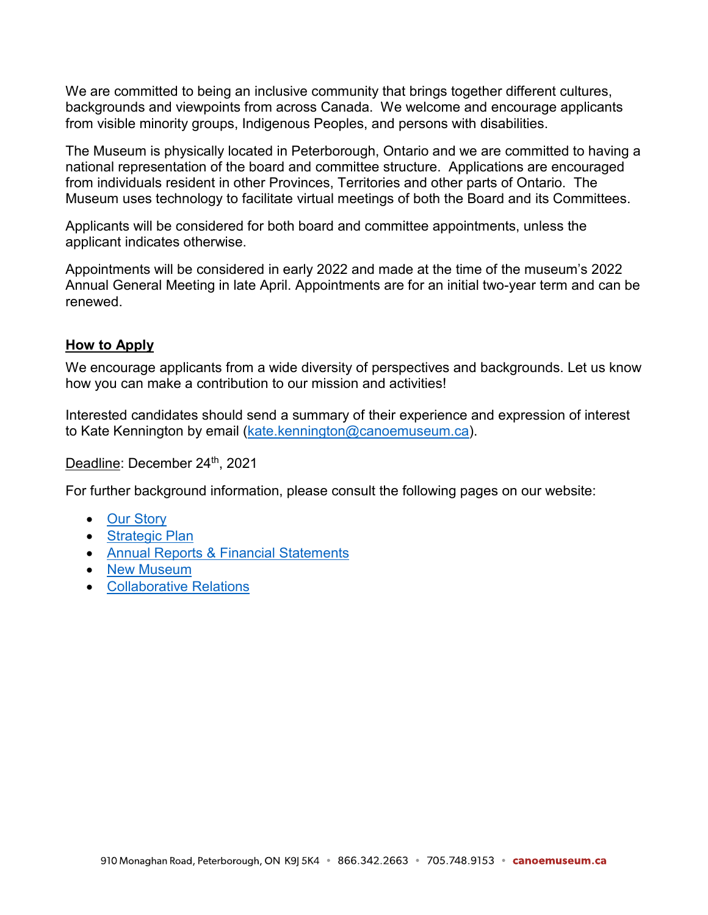We are committed to being an inclusive community that brings together different cultures, backgrounds and viewpoints from across Canada. We welcome and encourage applicants from visible minority groups, Indigenous Peoples, and persons with disabilities.

The Museum is physically located in Peterborough, Ontario and we are committed to having a national representation of the board and committee structure. Applications are encouraged from individuals resident in other Provinces, Territories and other parts of Ontario. The Museum uses technology to facilitate virtual meetings of both the Board and its Committees.

Applicants will be considered for both board and committee appointments, unless the applicant indicates otherwise.

Appointments will be considered in early 2022 and made at the time of the museum's 2022 Annual General Meeting in late April. Appointments are for an initial two-year term and can be renewed.

## How to Apply

We encourage applicants from a wide diversity of perspectives and backgrounds. Let us know how you can make a contribution to our mission and activities!

Interested candidates should send a summary of their experience and expression of interest to Kate Kennington by email (kate.kennington@canoemuseum.ca).

Deadline: December 24th, 2021

For further background information, please consult the following pages on our website:

- Our Story
- Strategic Plan
- Annual Reports & Financial Statements
- New Museum
- Collaborative Relations

910 Monaghan Road, Peterborough, ON K9J 5K4 • 866.342.2663 • 705.748.9153 • canoemuseum.ca